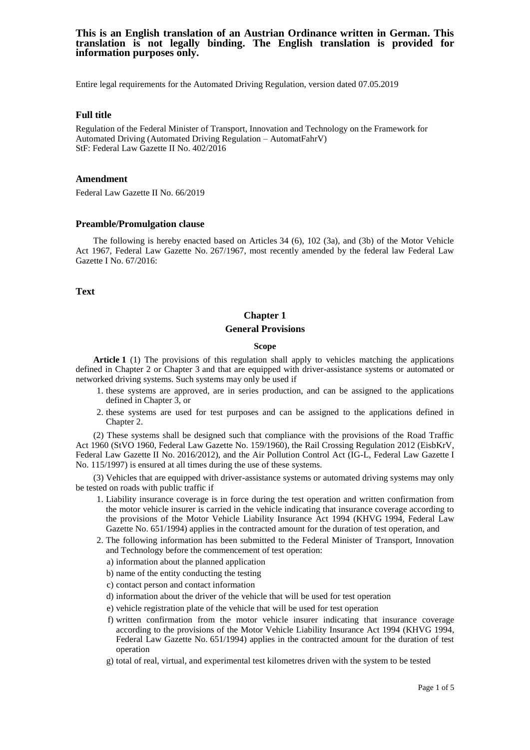**This is an English translation of an Austrian Ordinance written in German. This translation is not legally binding. The English translation is provided for information purposes only.**

Entire legal requirements for the Automated Driving Regulation, version dated 07.05.2019

### Full title

Regulation of the Federal Minister of Transport, Innovation and Technology on the Framework for Automated Driving (Automated Driving Regulation – AutomatFahrV)
StF: Federal Law Gazette II No. 402/2016

### Amendment

Federal Law Gazette II No. 66/2019

### Preamble/Promulgation clause

The following is hereby enacted based on Articles 34 (6), 102 (3a), and (3b) of the Motor Vehicle Act 1967, Federal Law Gazette No. 267/1967, most recently amended by the federal law Federal Law Gazette I No. 67/2016:

### Text

## Chapter 1

## General Provisions

#### Scope

**Article 1** (1) The provisions of this regulation shall apply to vehicles matching the applications defined in Chapter 2 or Chapter 3 and that are equipped with driver-assistance systems or automated or networked driving systems. Such systems may only be used if

1. these systems are approved, are in series production, and can be assigned to the applications defined in Chapter 3, or
2. these systems are used for test purposes and can be assigned to the applications defined in Chapter 2.

(2) These systems shall be designed such that compliance with the provisions of the Road Traffic Act 1960 (StVO 1960, Federal Law Gazette No. 159/1960), the Rail Crossing Regulation 2012 (EisbKrV, Federal Law Gazette II No. 2016/2012), and the Air Pollution Control Act (IG-L, Federal Law Gazette I No. 115/1997) is ensured at all times during the use of these systems.

(3) Vehicles that are equipped with driver-assistance systems or automated driving systems may only be tested on roads with public traffic if

1. Liability insurance coverage is in force during the test operation and written confirmation from the motor vehicle insurer is carried in the vehicle indicating that insurance coverage according to the provisions of the Motor Vehicle Liability Insurance Act 1994 (KHVG 1994, Federal Law Gazette No. 651/1994) applies in the contracted amount for the duration of test operation, and
2. The following information has been submitted to the Federal Minister of Transport, Innovation and Technology before the commencement of test operation:
   a) information about the planned application
   b) name of the entity conducting the testing
   c) contact person and contact information
   d) information about the driver of the vehicle that will be used for test operation
   e) vehicle registration plate of the vehicle that will be used for test operation
   f) written confirmation from the motor vehicle insurer indicating that insurance coverage according to the provisions of the Motor Vehicle Liability Insurance Act 1994 (KHVG 1994, Federal Law Gazette No. 651/1994) applies in the contracted amount for the duration of test operation
   g) total of real, virtual, and experimental test kilometres driven with the system to be tested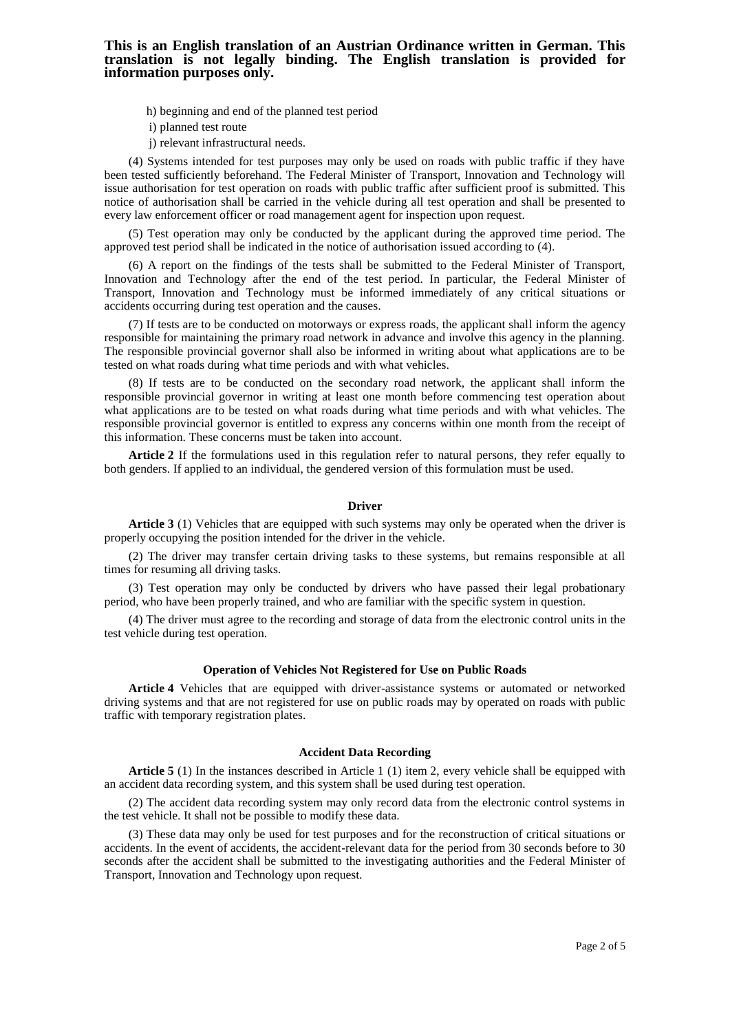h) beginning and end of the planned test period

i) planned test route

j) relevant infrastructural needs.

(4) Systems intended for test purposes may only be used on roads with public traffic if they have been tested sufficiently beforehand. The Federal Minister of Transport, Innovation and Technology will issue authorisation for test operation on roads with public traffic after sufficient proof is submitted. This notice of authorisation shall be carried in the vehicle during all test operation and shall be presented to every law enforcement officer or road management agent for inspection upon request.

(5) Test operation may only be conducted by the applicant during the approved time period. The approved test period shall be indicated in the notice of authorisation issued according to (4).

(6) A report on the findings of the tests shall be submitted to the Federal Minister of Transport, Innovation and Technology after the end of the test period. In particular, the Federal Minister of Transport, Innovation and Technology must be informed immediately of any critical situations or accidents occurring during test operation and the causes.

(7) If tests are to be conducted on motorways or express roads, the applicant shall inform the agency responsible for maintaining the primary road network in advance and involve this agency in the planning. The responsible provincial governor shall also be informed in writing about what applications are to be tested on what roads during what time periods and with what vehicles.

(8) If tests are to be conducted on the secondary road network, the applicant shall inform the responsible provincial governor in writing at least one month before commencing test operation about what applications are to be tested on what roads during what time periods and with what vehicles. The responsible provincial governor is entitled to express any concerns within one month from the receipt of this information. These concerns must be taken into account.

**Article 2** If the formulations used in this regulation refer to natural persons, they refer equally to both genders. If applied to an individual, the gendered version of this formulation must be used.

### Driver

**Article 3** (1) Vehicles that are equipped with such systems may only be operated when the driver is properly occupying the position intended for the driver in the vehicle.

(2) The driver may transfer certain driving tasks to these systems, but remains responsible at all times for resuming all driving tasks.

(3) Test operation may only be conducted by drivers who have passed their legal probationary period, who have been properly trained, and who are familiar with the specific system in question.

(4) The driver must agree to the recording and storage of data from the electronic control units in the test vehicle during test operation.

### Operation of Vehicles Not Registered for Use on Public Roads

**Article 4** Vehicles that are equipped with driver-assistance systems or automated or networked driving systems and that are not registered for use on public roads may by operated on roads with public traffic with temporary registration plates.

### Accident Data Recording

**Article 5** (1) In the instances described in Article 1 (1) item 2, every vehicle shall be equipped with an accident data recording system, and this system shall be used during test operation.

(2) The accident data recording system may only record data from the electronic control systems in the test vehicle. It shall not be possible to modify these data.

(3) These data may only be used for test purposes and for the reconstruction of critical situations or accidents. In the event of accidents, the accident-relevant data for the period from 30 seconds before to 30 seconds after the accident shall be submitted to the investigating authorities and the Federal Minister of Transport, Innovation and Technology upon request.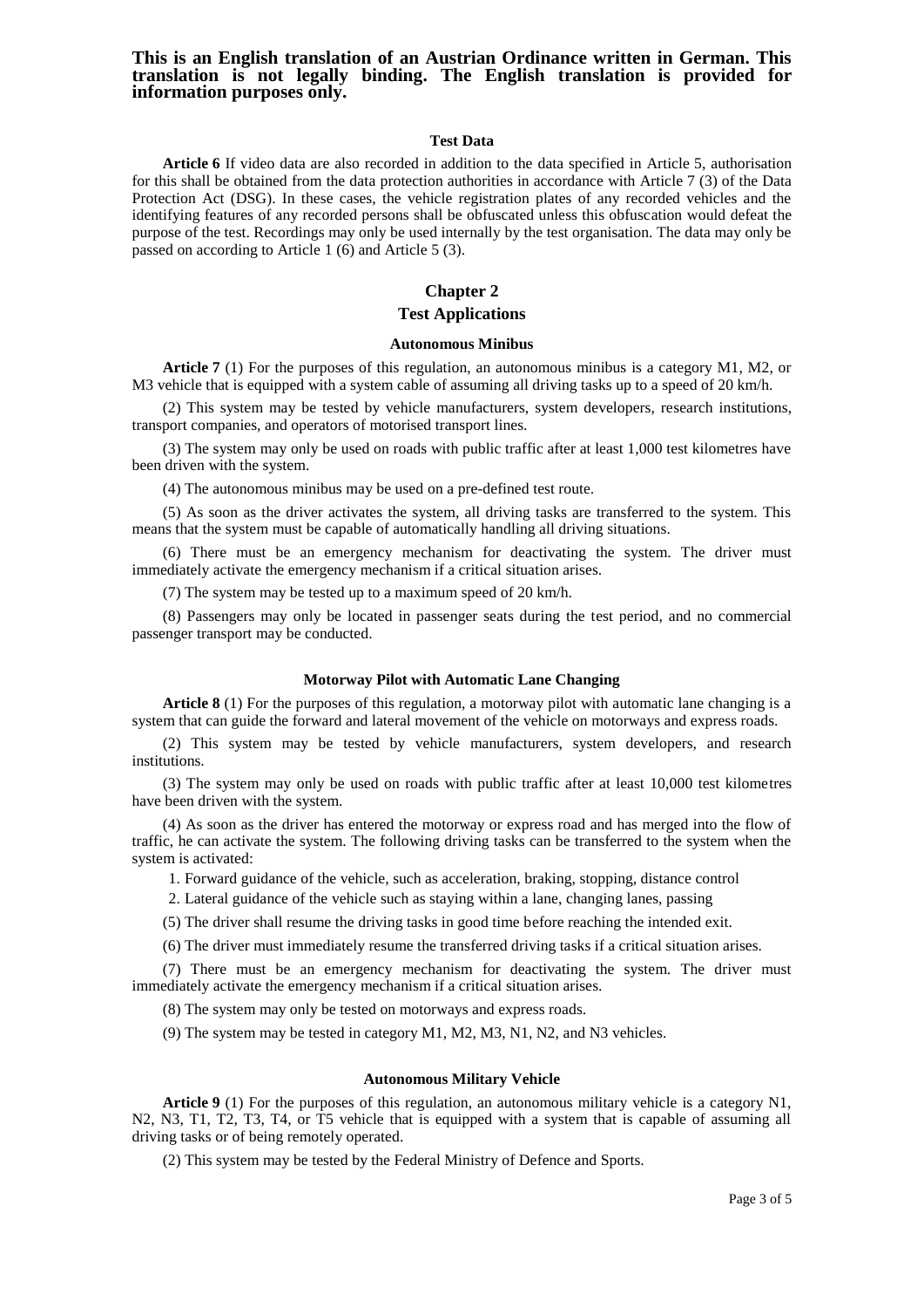**This is an English translation of an Austrian Ordinance written in German. This translation is not legally binding. The English translation is provided for information purposes only.**

#### Test Data

**Article 6** If video data are also recorded in addition to the data specified in Article 5, authorisation for this shall be obtained from the data protection authorities in accordance with Article 7 (3) of the Data Protection Act (DSG). In these cases, the vehicle registration plates of any recorded vehicles and the identifying features of any recorded persons shall be obfuscated unless this obfuscation would defeat the purpose of the test. Recordings may only be used internally by the test organisation. The data may only be passed on according to Article 1 (6) and Article 5 (3).

## Chapter 2

## Test Applications

#### Autonomous Minibus

**Article 7** (1) For the purposes of this regulation, an autonomous minibus is a category M1, M2, or M3 vehicle that is equipped with a system cable of assuming all driving tasks up to a speed of 20 km/h.

(2) This system may be tested by vehicle manufacturers, system developers, research institutions, transport companies, and operators of motorised transport lines.

(3) The system may only be used on roads with public traffic after at least 1,000 test kilometres have been driven with the system.

(4) The autonomous minibus may be used on a pre-defined test route.

(5) As soon as the driver activates the system, all driving tasks are transferred to the system. This means that the system must be capable of automatically handling all driving situations.

(6) There must be an emergency mechanism for deactivating the system. The driver must immediately activate the emergency mechanism if a critical situation arises.

(7) The system may be tested up to a maximum speed of 20 km/h.

(8) Passengers may only be located in passenger seats during the test period, and no commercial passenger transport may be conducted.

#### Motorway Pilot with Automatic Lane Changing

**Article 8** (1) For the purposes of this regulation, a motorway pilot with automatic lane changing is a system that can guide the forward and lateral movement of the vehicle on motorways and express roads.

(2) This system may be tested by vehicle manufacturers, system developers, and research institutions.

(3) The system may only be used on roads with public traffic after at least 10,000 test kilometres have been driven with the system.

(4) As soon as the driver has entered the motorway or express road and has merged into the flow of traffic, he can activate the system. The following driving tasks can be transferred to the system when the system is activated:

1. Forward guidance of the vehicle, such as acceleration, braking, stopping, distance control
2. Lateral guidance of the vehicle such as staying within a lane, changing lanes, passing

(5) The driver shall resume the driving tasks in good time before reaching the intended exit.

(6) The driver must immediately resume the transferred driving tasks if a critical situation arises.

(7) There must be an emergency mechanism for deactivating the system. The driver must immediately activate the emergency mechanism if a critical situation arises.

(8) The system may only be tested on motorways and express roads.

(9) The system may be tested in category M1, M2, M3, N1, N2, and N3 vehicles.

#### Autonomous Military Vehicle

**Article 9** (1) For the purposes of this regulation, an autonomous military vehicle is a category N1, N2, N3, T1, T2, T3, T4, or T5 vehicle that is equipped with a system that is capable of assuming all driving tasks or of being remotely operated.

(2) This system may be tested by the Federal Ministry of Defence and Sports.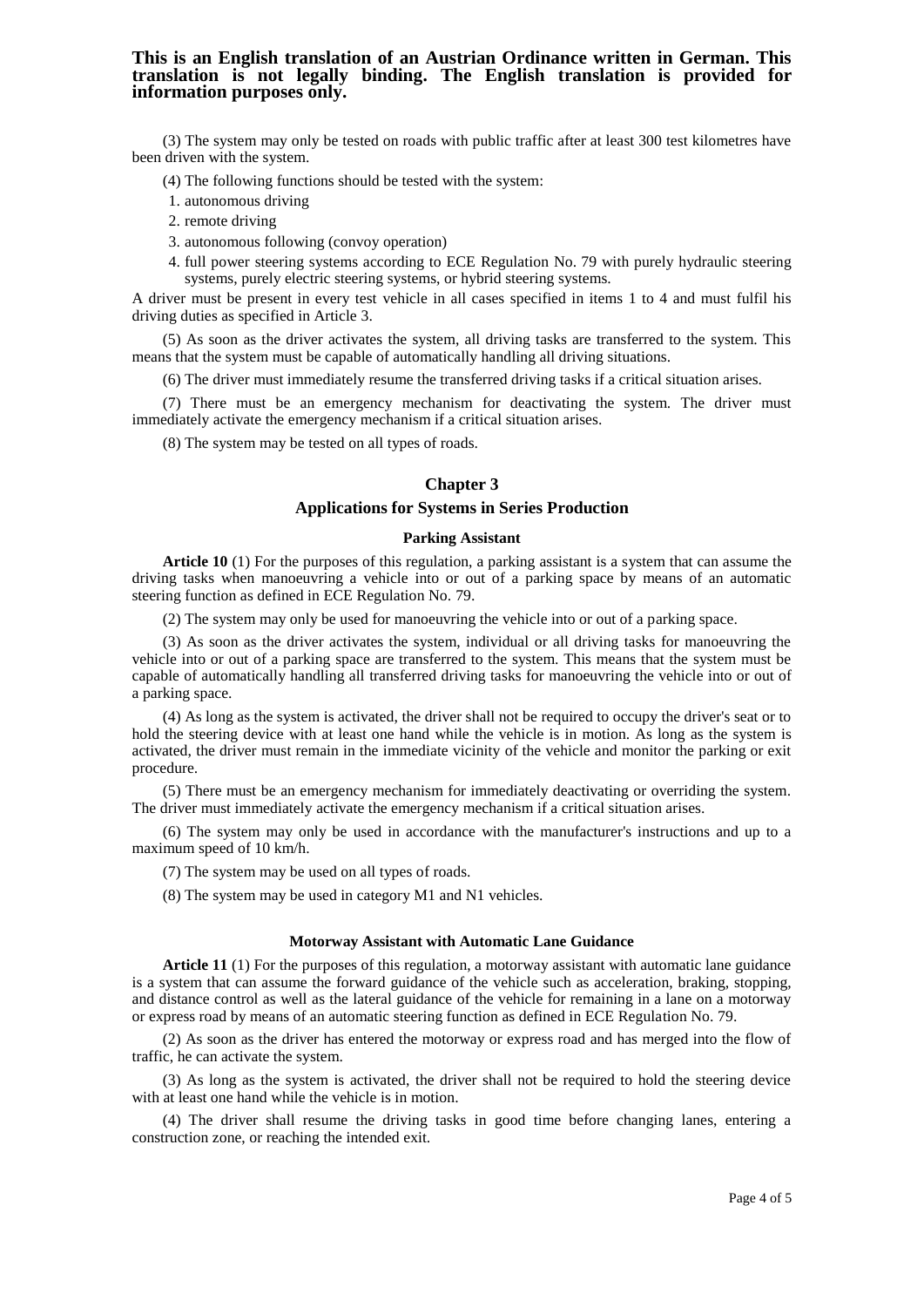**This is an English translation of an Austrian Ordinance written in German. This translation is not legally binding. The English translation is provided for information purposes only.**

(3) The system may only be tested on roads with public traffic after at least 300 test kilometres have been driven with the system.

(4) The following functions should be tested with the system:

1. autonomous driving
2. remote driving
3. autonomous following (convoy operation)
4. full power steering systems according to ECE Regulation No. 79 with purely hydraulic steering systems, purely electric steering systems, or hybrid steering systems.

A driver must be present in every test vehicle in all cases specified in items 1 to 4 and must fulfil his driving duties as specified in Article 3.

(5) As soon as the driver activates the system, all driving tasks are transferred to the system. This means that the system must be capable of automatically handling all driving situations.

(6) The driver must immediately resume the transferred driving tasks if a critical situation arises.

(7) There must be an emergency mechanism for deactivating the system. The driver must immediately activate the emergency mechanism if a critical situation arises.

(8) The system may be tested on all types of roads.

## Chapter 3

## Applications for Systems in Series Production

### Parking Assistant

**Article 10** (1) For the purposes of this regulation, a parking assistant is a system that can assume the driving tasks when manoeuvring a vehicle into or out of a parking space by means of an automatic steering function as defined in ECE Regulation No. 79.

(2) The system may only be used for manoeuvring the vehicle into or out of a parking space.

(3) As soon as the driver activates the system, individual or all driving tasks for manoeuvring the vehicle into or out of a parking space are transferred to the system. This means that the system must be capable of automatically handling all transferred driving tasks for manoeuvring the vehicle into or out of a parking space.

(4) As long as the system is activated, the driver shall not be required to occupy the driver's seat or to hold the steering device with at least one hand while the vehicle is in motion. As long as the system is activated, the driver must remain in the immediate vicinity of the vehicle and monitor the parking or exit procedure.

(5) There must be an emergency mechanism for immediately deactivating or overriding the system. The driver must immediately activate the emergency mechanism if a critical situation arises.

(6) The system may only be used in accordance with the manufacturer's instructions and up to a maximum speed of 10 km/h.

(7) The system may be used on all types of roads.

(8) The system may be used in category M1 and N1 vehicles.

### Motorway Assistant with Automatic Lane Guidance

**Article 11** (1) For the purposes of this regulation, a motorway assistant with automatic lane guidance is a system that can assume the forward guidance of the vehicle such as acceleration, braking, stopping, and distance control as well as the lateral guidance of the vehicle for remaining in a lane on a motorway or express road by means of an automatic steering function as defined in ECE Regulation No. 79.

(2) As soon as the driver has entered the motorway or express road and has merged into the flow of traffic, he can activate the system.

(3) As long as the system is activated, the driver shall not be required to hold the steering device with at least one hand while the vehicle is in motion.

(4) The driver shall resume the driving tasks in good time before changing lanes, entering a construction zone, or reaching the intended exit.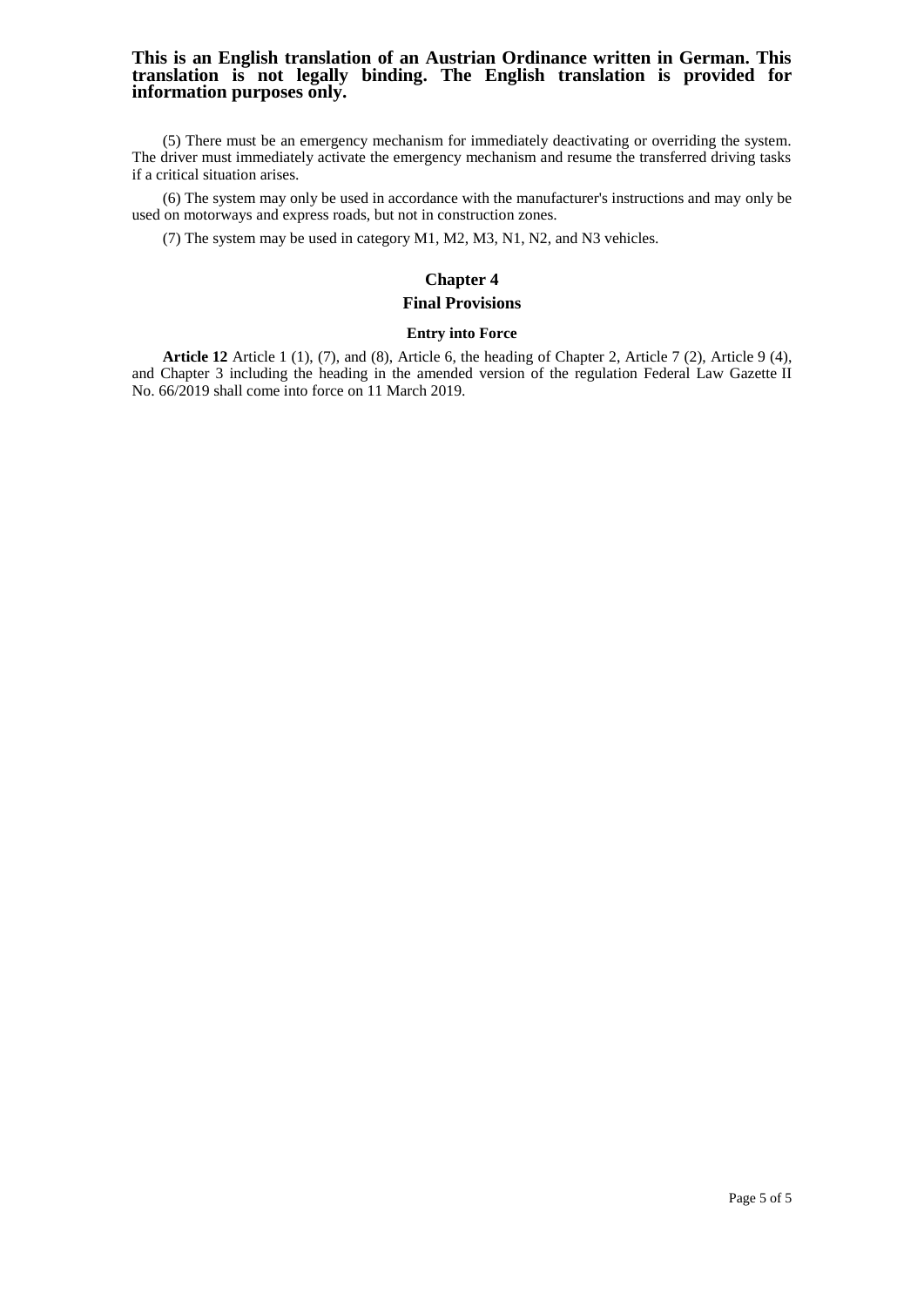(5) There must be an emergency mechanism for immediately deactivating or overriding the system. The driver must immediately activate the emergency mechanism and resume the transferred driving tasks if a critical situation arises.

(6) The system may only be used in accordance with the manufacturer's instructions and may only be used on motorways and express roads, but not in construction zones.

(7) The system may be used in category M1, M2, M3, N1, N2, and N3 vehicles.

## Chapter 4
## Final Provisions

### Entry into Force

**Article 12** Article 1 (1), (7), and (8), Article 6, the heading of Chapter 2, Article 7 (2), Article 9 (4), and Chapter 3 including the heading in the amended version of the regulation Federal Law Gazette II No. 66/2019 shall come into force on 11 March 2019.